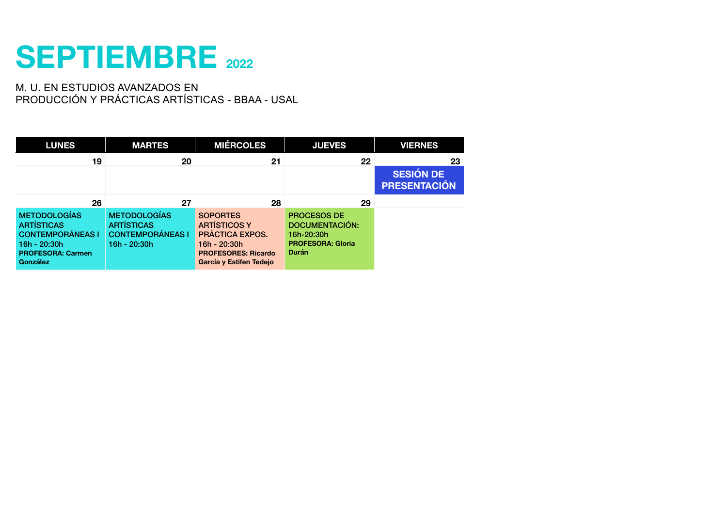# SEPTIEMBRE 2022

M. U. EN ESTUDIOS AVANZADOS EN
PRODUCCIÓN Y PRÁCTICAS ARTÍSTICAS - BBAA - USAL

| LUNES | MARTES | MIÉRCOLES | JUEVES | VIERNES |
|---|---|---|---|---|
| 19 | 20 | 21 | 22 | 23 |
| | | | | **SESIÓN DE PRESENTACIÓN** |
| 26 | 27 | 28 | 29 | |
| METODOLOGÍAS ARTÍSTICAS CONTEMPORÁNEAS I 16h - 20:30h **PROFESORA: Carmen González** | METODOLOGÍAS ARTÍSTICAS CONTEMPORÁNEAS I 16h - 20:30h | SOPORTES ARTÍSTICOS Y PRÁCTICA EXPOS. 16h - 20:30h **PROFESORES: Ricardo García y Estifen Tedejo** | PROCESOS DE DOCUMENTACIÓN: 16h-20:30h **PROFESORA: Gloria Durán** | |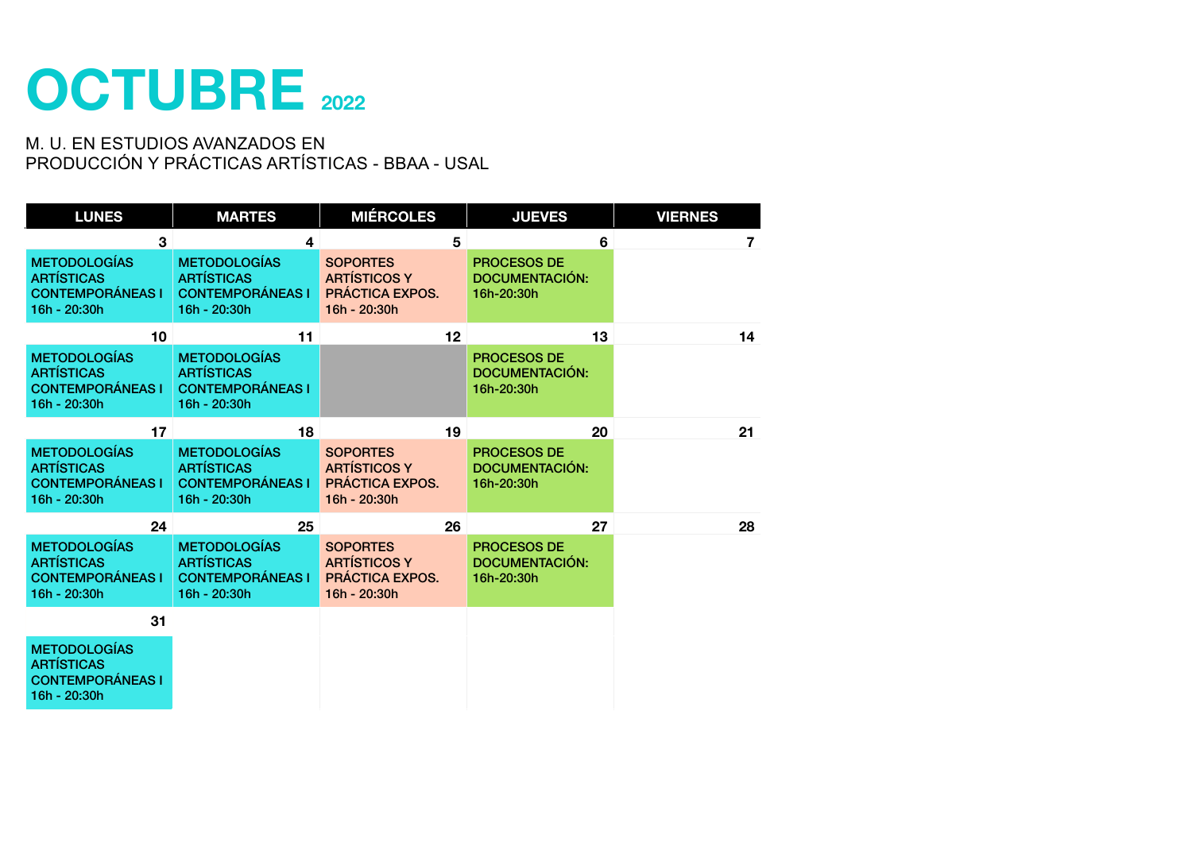# OCTUBRE 2022

M. U. EN ESTUDIOS AVANZADOS EN
PRODUCCIÓN Y PRÁCTICAS ARTÍSTICAS - BBAA - USAL

| LUNES | MARTES | MIÉRCOLES | JUEVES | VIERNES |
|---|---|---|---|---|
| 3 | 4 | 5 | 6 | 7 |
| METODOLOGÍAS ARTÍSTICAS CONTEMPORÁNEAS I 16h - 20:30h | METODOLOGÍAS ARTÍSTICAS CONTEMPORÁNEAS I 16h - 20:30h | SOPORTES ARTÍSTICOS Y PRÁCTICA EXPOS. 16h - 20:30h | PROCESOS DE DOCUMENTACIÓN: 16h-20:30h | |
| 10 | 11 | 12 | 13 | 14 |
| METODOLOGÍAS ARTÍSTICAS CONTEMPORÁNEAS I 16h - 20:30h | METODOLOGÍAS ARTÍSTICAS CONTEMPORÁNEAS I 16h - 20:30h | | PROCESOS DE DOCUMENTACIÓN: 16h-20:30h | |
| 17 | 18 | 19 | 20 | 21 |
| METODOLOGÍAS ARTÍSTICAS CONTEMPORÁNEAS I 16h - 20:30h | METODOLOGÍAS ARTÍSTICAS CONTEMPORÁNEAS I 16h - 20:30h | SOPORTES ARTÍSTICOS Y PRÁCTICA EXPOS. 16h - 20:30h | PROCESOS DE DOCUMENTACIÓN: 16h-20:30h | |
| 24 | 25 | 26 | 27 | 28 |
| METODOLOGÍAS ARTÍSTICAS CONTEMPORÁNEAS I 16h - 20:30h | METODOLOGÍAS ARTÍSTICAS CONTEMPORÁNEAS I 16h - 20:30h | SOPORTES ARTÍSTICOS Y PRÁCTICA EXPOS. 16h - 20:30h | PROCESOS DE DOCUMENTACIÓN: 16h-20:30h | |
| 31 | | | | |
| METODOLOGÍAS ARTÍSTICAS CONTEMPORÁNEAS I 16h - 20:30h | | | | |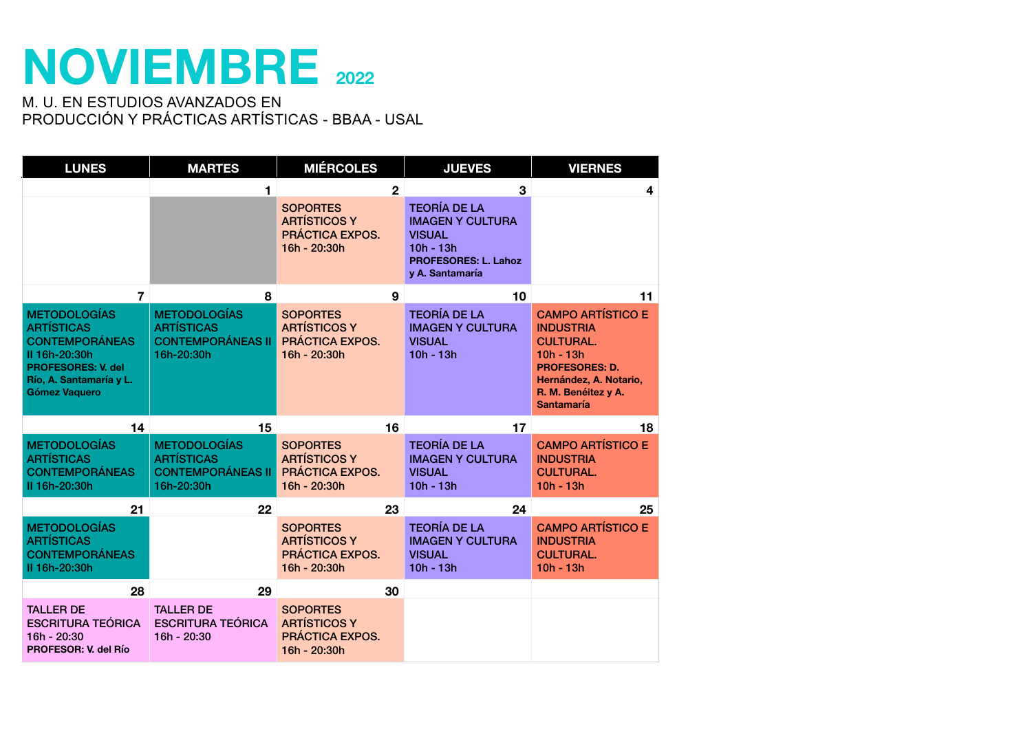# NOVIEMBRE 2022

M. U. EN ESTUDIOS AVANZADOS EN
PRODUCCIÓN Y PRÁCTICAS ARTÍSTICAS - BBAA - USAL

| LUNES | MARTES | MIÉRCOLES | JUEVES | VIERNES |
|---|---|---|---|---|
| | 1 | 2 | 3 | 4 |
| | | SOPORTES ARTÍSTICOS Y PRÁCTICA EXPOS. 16h - 20:30h | TEORÍA DE LA IMAGEN Y CULTURA VISUAL 10h - 13h **PROFESORES: L. Lahoz y A. Santamaría** | |
| 7 | 8 | 9 | 10 | 11 |
| METODOLOGÍAS ARTÍSTICAS CONTEMPORÁNEAS II 16h-20:30h **PROFESORES: V. del Río, A. Santamaría y L. Gómez Vaquero** | METODOLOGÍAS ARTÍSTICAS CONTEMPORÁNEAS II 16h-20:30h | SOPORTES ARTÍSTICOS Y PRÁCTICA EXPOS. 16h - 20:30h | TEORÍA DE LA IMAGEN Y CULTURA VISUAL 10h - 13h | CAMPO ARTÍSTICO E INDUSTRIA CULTURAL. 10h - 13h **PROFESORES: D. Hernández, A. Notario, R. M. Benéitez y A. Santamaría** |
| 14 | 15 | 16 | 17 | 18 |
| METODOLOGÍAS ARTÍSTICAS CONTEMPORÁNEAS II 16h-20:30h | METODOLOGÍAS ARTÍSTICAS CONTEMPORÁNEAS II 16h-20:30h | SOPORTES ARTÍSTICOS Y PRÁCTICA EXPOS. 16h - 20:30h | TEORÍA DE LA IMAGEN Y CULTURA VISUAL 10h - 13h | CAMPO ARTÍSTICO E INDUSTRIA CULTURAL. 10h - 13h |
| 21 | 22 | 23 | 24 | 25 |
| METODOLOGÍAS ARTÍSTICAS CONTEMPORÁNEAS II 16h-20:30h | | SOPORTES ARTÍSTICOS Y PRÁCTICA EXPOS. 16h - 20:30h | TEORÍA DE LA IMAGEN Y CULTURA VISUAL 10h - 13h | CAMPO ARTÍSTICO E INDUSTRIA CULTURAL. 10h - 13h |
| 28 | 29 | 30 | | |
| TALLER DE ESCRITURA TEÓRICA 16h - 20:30 **PROFESOR: V. del Río** | TALLER DE ESCRITURA TEÓRICA 16h - 20:30 | SOPORTES ARTÍSTICOS Y PRÁCTICA EXPOS. 16h - 20:30h | | |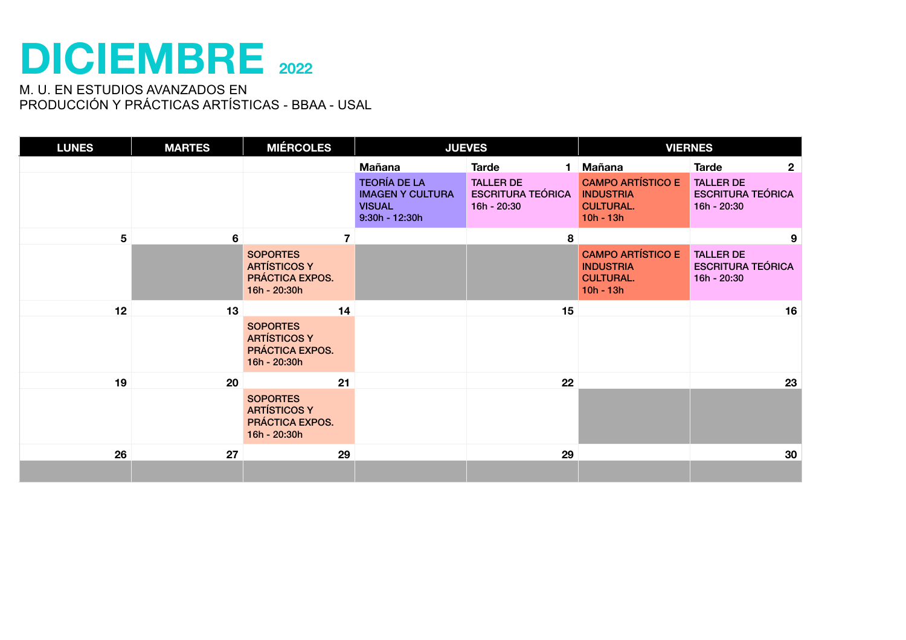# DICIEMBRE 2022

M. U. EN ESTUDIOS AVANZADOS EN
PRODUCCIÓN Y PRÁCTICAS ARTÍSTICAS - BBAA - USAL

| LUNES | MARTES | MIÉRCOLES | JUEVES | | VIERNES | |
|---|---|---|---|---|---|---|
| | | | Mañana | Tarde 1 | Mañana | Tarde 2 |
| | | | TEORÍA DE LA IMAGEN Y CULTURA VISUAL 9:30h - 12:30h | TALLER DE ESCRITURA TEÓRICA 16h - 20:30 | CAMPO ARTÍSTICO E INDUSTRIA CULTURAL. 10h - 13h | TALLER DE ESCRITURA TEÓRICA 16h - 20:30 |
| 5 | 6 | 7 | | 8 | | 9 |
| | | SOPORTES ARTÍSTICOS Y PRÁCTICA EXPOS. 16h - 20:30h | | | CAMPO ARTÍSTICO E INDUSTRIA CULTURAL. 10h - 13h | TALLER DE ESCRITURA TEÓRICA 16h - 20:30 |
| 12 | 13 | 14 | | 15 | | 16 |
| | | SOPORTES ARTÍSTICOS Y PRÁCTICA EXPOS. 16h - 20:30h | | | | |
| 19 | 20 | 21 | | 22 | | 23 |
| | | SOPORTES ARTÍSTICOS Y PRÁCTICA EXPOS. 16h - 20:30h | | | | |
| 26 | 27 | 29 | | 29 | | 30 |
| | | | | | | |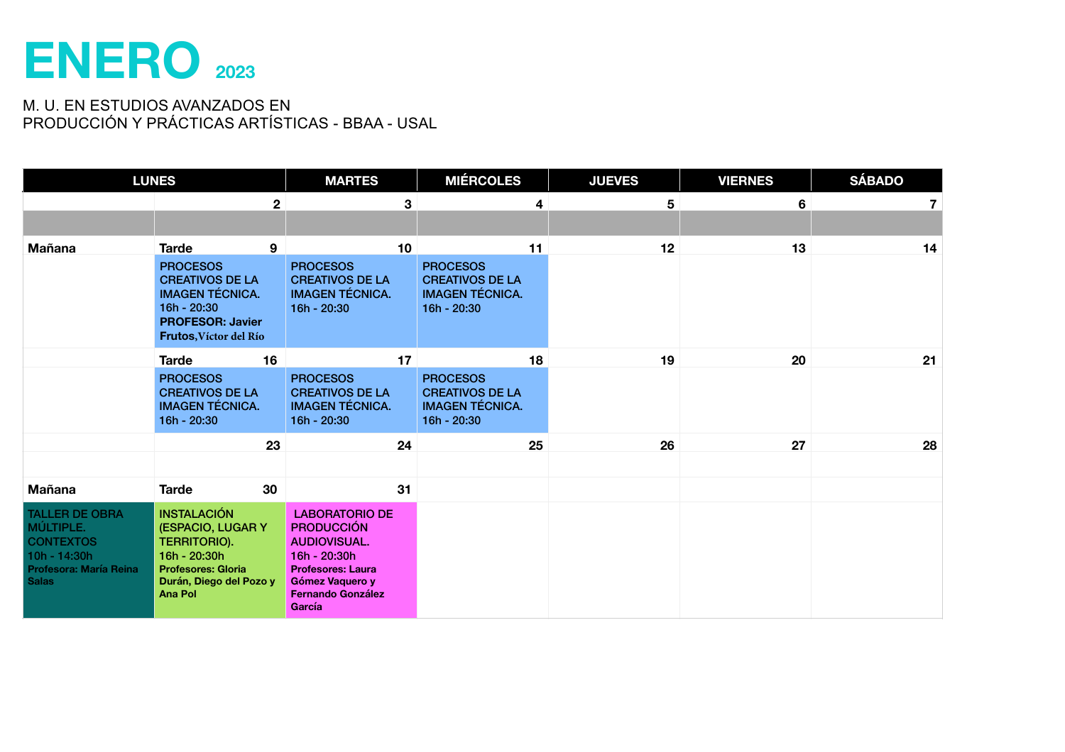# ENERO 2023

M. U. EN ESTUDIOS AVANZADOS EN
PRODUCCIÓN Y PRÁCTICAS ARTÍSTICAS - BBAA - USAL

| LUNES | | MARTES | MIÉRCOLES | JUEVES | VIERNES | SÁBADO |
|---|---|---|---|---|---|---|
| | 2 | 3 | 4 | 5 | 6 | 7 |
| | | | | | | |
| **Mañana** | **Tarde** 9 | 10 | 11 | 12 | 13 | 14 |
| | PROCESOS CREATIVOS DE LA IMAGEN TÉCNICA. 16h - 20:30 **PROFESOR: Javier Frutos,** Víctor del Río | PROCESOS CREATIVOS DE LA IMAGEN TÉCNICA. 16h - 20:30 | PROCESOS CREATIVOS DE LA IMAGEN TÉCNICA. 16h - 20:30 | | | |
| | **Tarde** 16 | 17 | 18 | 19 | 20 | 21 |
| | PROCESOS CREATIVOS DE LA IMAGEN TÉCNICA. 16h - 20:30 | PROCESOS CREATIVOS DE LA IMAGEN TÉCNICA. 16h - 20:30 | PROCESOS CREATIVOS DE LA IMAGEN TÉCNICA. 16h - 20:30 | | | |
| | 23 | 24 | 25 | 26 | 27 | 28 |
| | | | | | | |
| **Mañana** | **Tarde** 30 | 31 | | | | |
| TALLER DE OBRA MÚLTIPLE. CONTEXTOS 10h - 14:30h **Profesora: María Reina Salas** | INSTALACIÓN (ESPACIO, LUGAR Y TERRITORIO). 16h - 20:30h **Profesores: Gloria Durán, Diego del Pozo y Ana Pol** | LABORATORIO DE PRODUCCIÓN AUDIOVISUAL. 16h - 20:30h **Profesores: Laura Gómez Vaquero y Fernando González García** | | | | |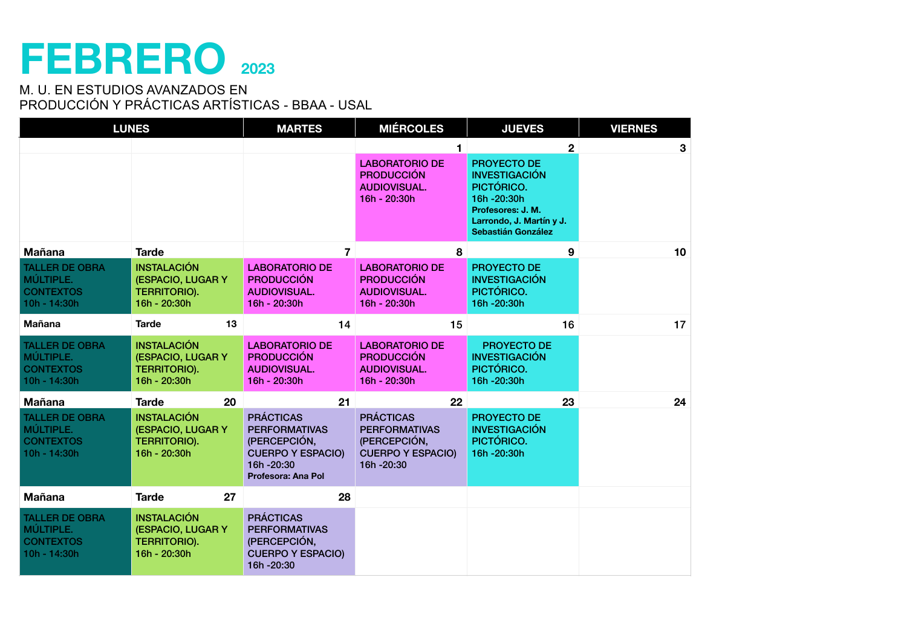# FEBRERO 2023

M. U. EN ESTUDIOS AVANZADOS EN
PRODUCCIÓN Y PRÁCTICAS ARTÍSTICAS - BBAA - USAL

| LUNES | | MARTES | MIÉRCOLES | JUEVES | VIERNES |
|---|---|---|---|---|---|
| | | | 1 | 2 | 3 |
| | | | LABORATORIO DE PRODUCCIÓN AUDIOVISUAL. 16h - 20:30h | PROYECTO DE INVESTIGACIÓN PICTÓRICO. 16h -20:30h **Profesores: J. M. Larrondo, J. Martín y J. Sebastián González** | |
| **Mañana** | **Tarde** | 7 | 8 | 9 | 10 |
| TALLER DE OBRA MÚLTIPLE. CONTEXTOS 10h - 14:30h | INSTALACIÓN (ESPACIO, LUGAR Y TERRITORIO). 16h - 20:30h | LABORATORIO DE PRODUCCIÓN AUDIOVISUAL. 16h - 20:30h | LABORATORIO DE PRODUCCIÓN AUDIOVISUAL. 16h - 20:30h | PROYECTO DE INVESTIGACIÓN PICTÓRICO. 16h -20:30h | |
| **Mañana** | **Tarde** 13 | 14 | 15 | 16 | 17 |
| TALLER DE OBRA MÚLTIPLE. CONTEXTOS 10h - 14:30h | INSTALACIÓN (ESPACIO, LUGAR Y TERRITORIO). 16h - 20:30h | LABORATORIO DE PRODUCCIÓN AUDIOVISUAL. 16h - 20:30h | LABORATORIO DE PRODUCCIÓN AUDIOVISUAL. 16h - 20:30h | PROYECTO DE INVESTIGACIÓN PICTÓRICO. 16h -20:30h | |
| **Mañana** | **Tarde** 20 | 21 | 22 | 23 | 24 |
| TALLER DE OBRA MÚLTIPLE. CONTEXTOS 10h - 14:30h | INSTALACIÓN (ESPACIO, LUGAR Y TERRITORIO). 16h - 20:30h | PRÁCTICAS PERFORMATIVAS (PERCEPCIÓN, CUERPO Y ESPACIO) 16h -20:30 **Profesora: Ana Pol** | PRÁCTICAS PERFORMATIVAS (PERCEPCIÓN, CUERPO Y ESPACIO) 16h -20:30 | PROYECTO DE INVESTIGACIÓN PICTÓRICO. 16h -20:30h | |
| **Mañana** | **Tarde** 27 | 28 | | | |
| TALLER DE OBRA MÚLTIPLE. CONTEXTOS 10h - 14:30h | INSTALACIÓN (ESPACIO, LUGAR Y TERRITORIO). 16h - 20:30h | PRÁCTICAS PERFORMATIVAS (PERCEPCIÓN, CUERPO Y ESPACIO) 16h -20:30 | | | |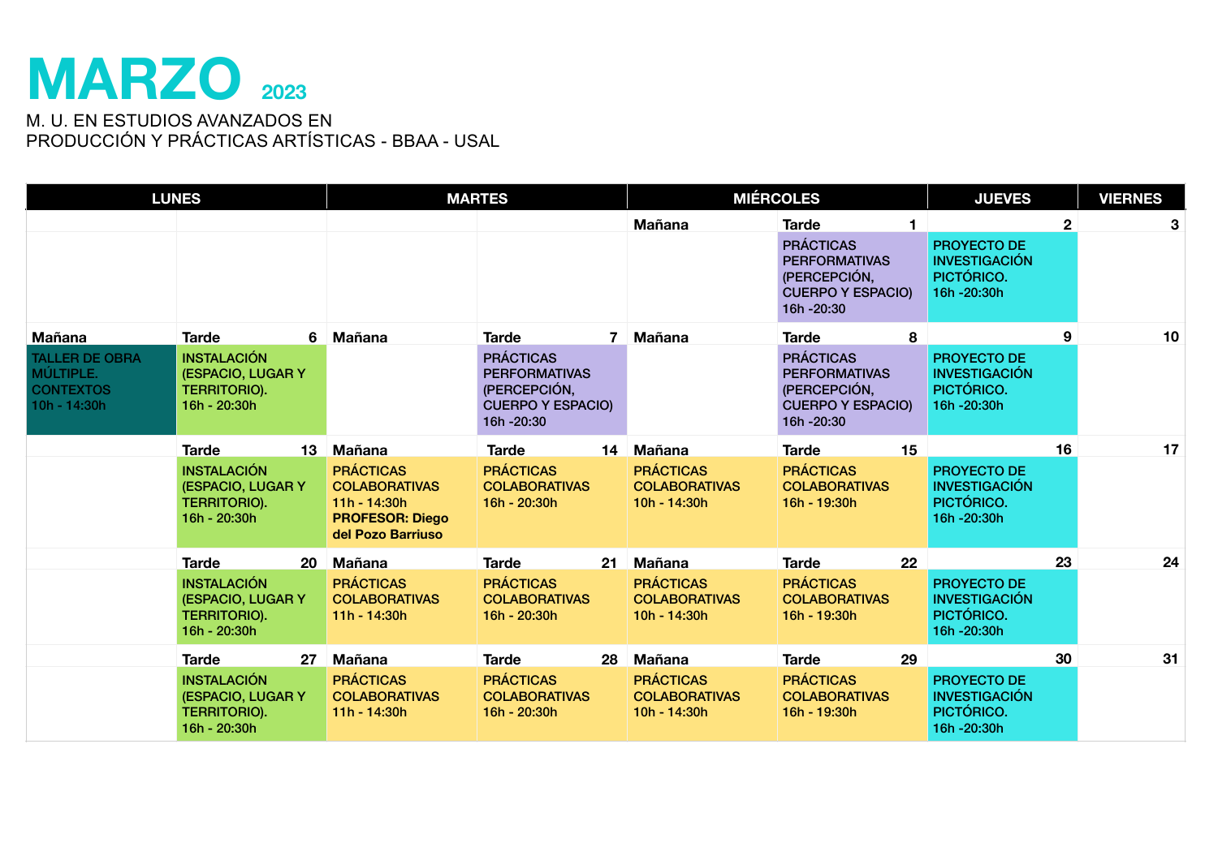# MARZO 2023

M. U. EN ESTUDIOS AVANZADOS EN
PRODUCCIÓN Y PRÁCTICAS ARTÍSTICAS - BBAA - USAL

| LUNES | | MARTES | | MIÉRCOLES | | JUEVES | VIERNES |
|---|---|---|---|---|---|---|---|
| | | | | Mañana | Tarde 1 | 2 | 3 |
| | | | | | PRÁCTICAS PERFORMATIVAS (PERCEPCIÓN, CUERPO Y ESPACIO) 16h -20:30 | PROYECTO DE INVESTIGACIÓN PICTÓRICO. 16h -20:30h | |
| Mañana | Tarde 6 | Mañana | Tarde 7 | Mañana | Tarde 8 | 9 | 10 |
| TALLER DE OBRA MÚLTIPLE. CONTEXTOS 10h - 14:30h | INSTALACIÓN (ESPACIO, LUGAR Y TERRITORIO). 16h - 20:30h | | PRÁCTICAS PERFORMATIVAS (PERCEPCIÓN, CUERPO Y ESPACIO) 16h -20:30 | | PRÁCTICAS PERFORMATIVAS (PERCEPCIÓN, CUERPO Y ESPACIO) 16h -20:30 | PROYECTO DE INVESTIGACIÓN PICTÓRICO. 16h -20:30h | |
| | Tarde 13 | Mañana | Tarde 14 | Mañana | Tarde 15 | 16 | 17 |
| | INSTALACIÓN (ESPACIO, LUGAR Y TERRITORIO). 16h - 20:30h | PRÁCTICAS COLABORATIVAS 11h - 14:30h **PROFESOR: Diego del Pozo Barriuso** | PRÁCTICAS COLABORATIVAS 16h - 20:30h | PRÁCTICAS COLABORATIVAS 10h - 14:30h | PRÁCTICAS COLABORATIVAS 16h - 19:30h | PROYECTO DE INVESTIGACIÓN PICTÓRICO. 16h -20:30h | |
| | Tarde 20 | Mañana | Tarde 21 | Mañana | Tarde 22 | 23 | 24 |
| | INSTALACIÓN (ESPACIO, LUGAR Y TERRITORIO). 16h - 20:30h | PRÁCTICAS COLABORATIVAS 11h - 14:30h | PRÁCTICAS COLABORATIVAS 16h - 20:30h | PRÁCTICAS COLABORATIVAS 10h - 14:30h | PRÁCTICAS COLABORATIVAS 16h - 19:30h | PROYECTO DE INVESTIGACIÓN PICTÓRICO. 16h -20:30h | |
| | Tarde 27 | Mañana | Tarde 28 | Mañana | Tarde 29 | 30 | 31 |
| | INSTALACIÓN (ESPACIO, LUGAR Y TERRITORIO). 16h - 20:30h | PRÁCTICAS COLABORATIVAS 11h - 14:30h | PRÁCTICAS COLABORATIVAS 16h - 20:30h | PRÁCTICAS COLABORATIVAS 10h - 14:30h | PRÁCTICAS COLABORATIVAS 16h - 19:30h | PROYECTO DE INVESTIGACIÓN PICTÓRICO. 16h -20:30h | |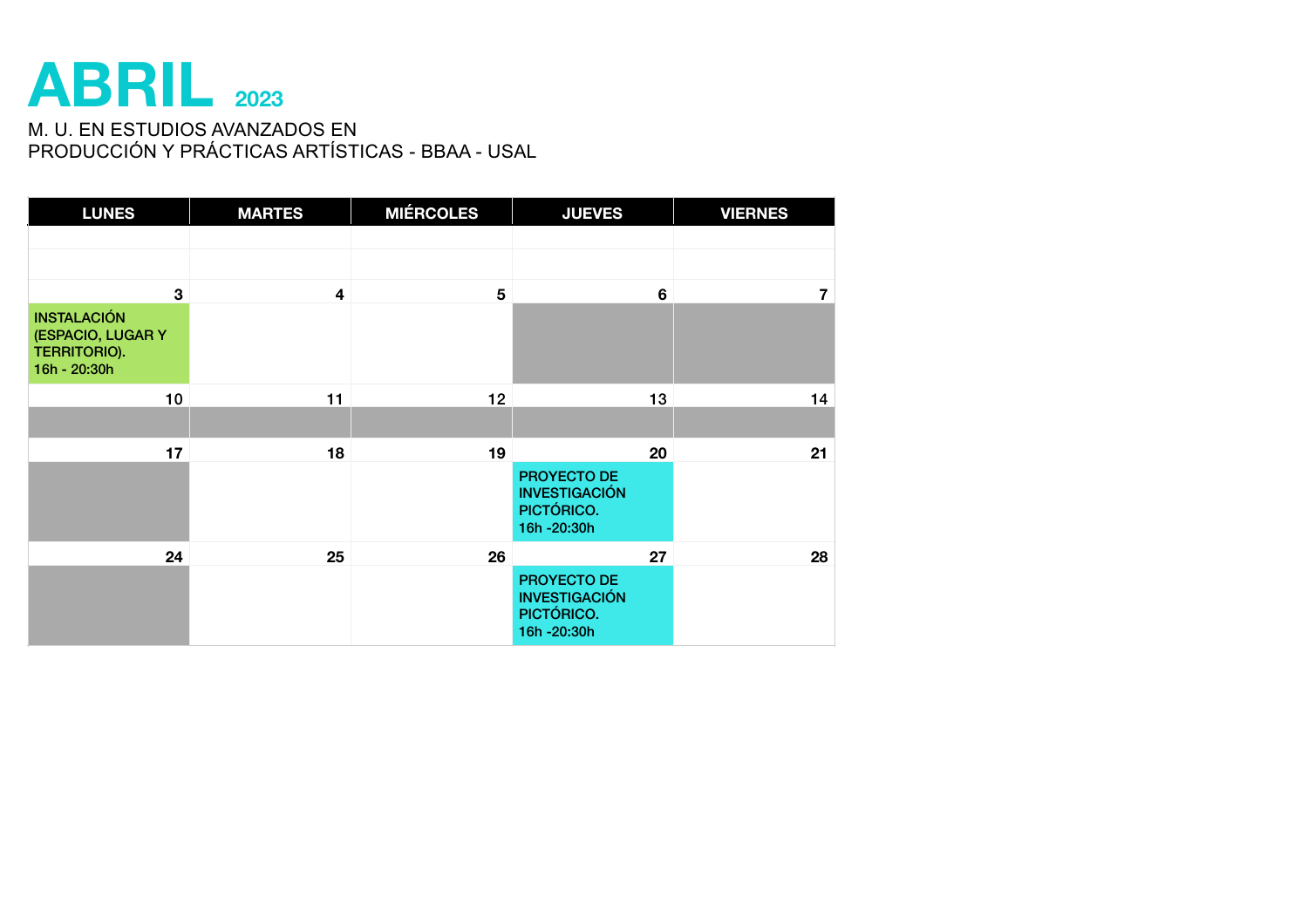# ABRIL 2023

M. U. EN ESTUDIOS AVANZADOS EN
PRODUCCIÓN Y PRÁCTICAS ARTÍSTICAS - BBAA - USAL

| LUNES | MARTES | MIÉRCOLES | JUEVES | VIERNES |
|---|---|---|---|---|
| | | | | |
| | | | | |
| 3 | 4 | 5 | 6 | 7 |
| INSTALACIÓN (ESPACIO, LUGAR Y TERRITORIO). 16h - 20:30h | | | | |
| 10 | 11 | 12 | 13 | 14 |
| | | | | |
| 17 | 18 | 19 | 20 | 21 |
| | | | PROYECTO DE INVESTIGACIÓN PICTÓRICO. 16h -20:30h | |
| 24 | 25 | 26 | 27 | 28 |
| | | | PROYECTO DE INVESTIGACIÓN PICTÓRICO. 16h -20:30h | |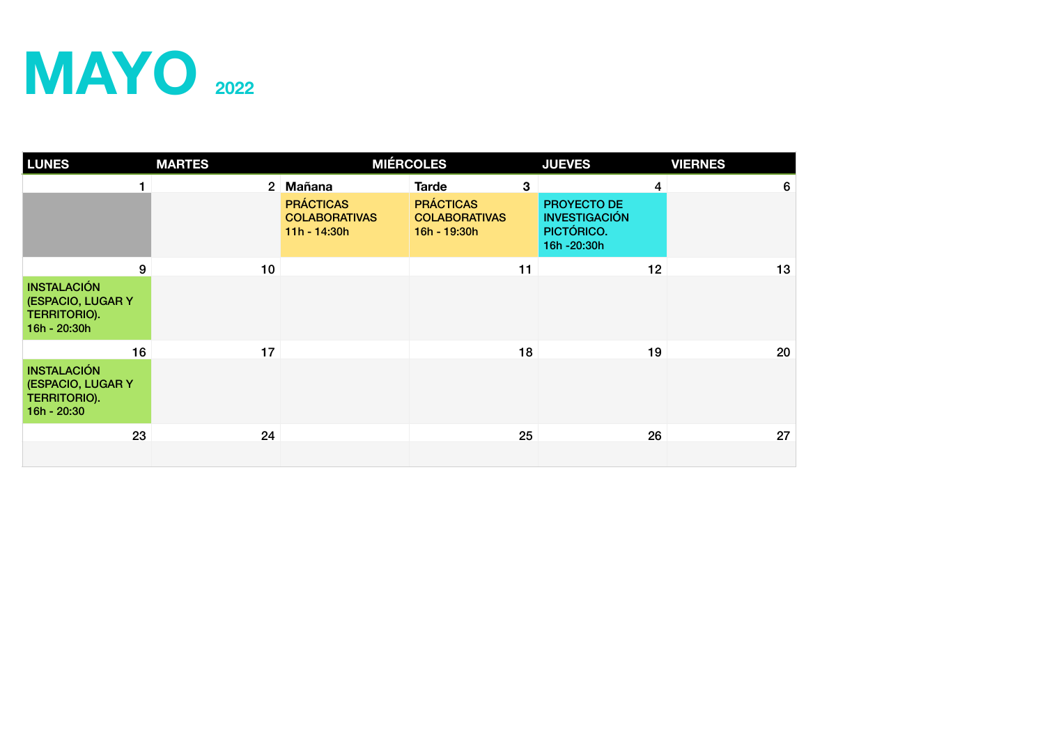# MAYO 2022

| LUNES | MARTES | MIÉRCOLES | | JUEVES | VIERNES |
|---|---|---|---|---|---|
| 1 | 2 | Mañana | Tarde 3 | 4 | 6 |
| | | PRÁCTICAS COLABORATIVAS 11h - 14:30h | PRÁCTICAS COLABORATIVAS 16h - 19:30h | PROYECTO DE INVESTIGACIÓN PICTÓRICO. 16h -20:30h | |
| 9 | 10 | | 11 | 12 | 13 |
| INSTALACIÓN (ESPACIO, LUGAR Y TERRITORIO). 16h - 20:30h | | | | | |
| 16 | 17 | | 18 | 19 | 20 |
| INSTALACIÓN (ESPACIO, LUGAR Y TERRITORIO). 16h - 20:30 | | | | | |
| 23 | 24 | | 25 | 26 | 27 |
| | | | | | |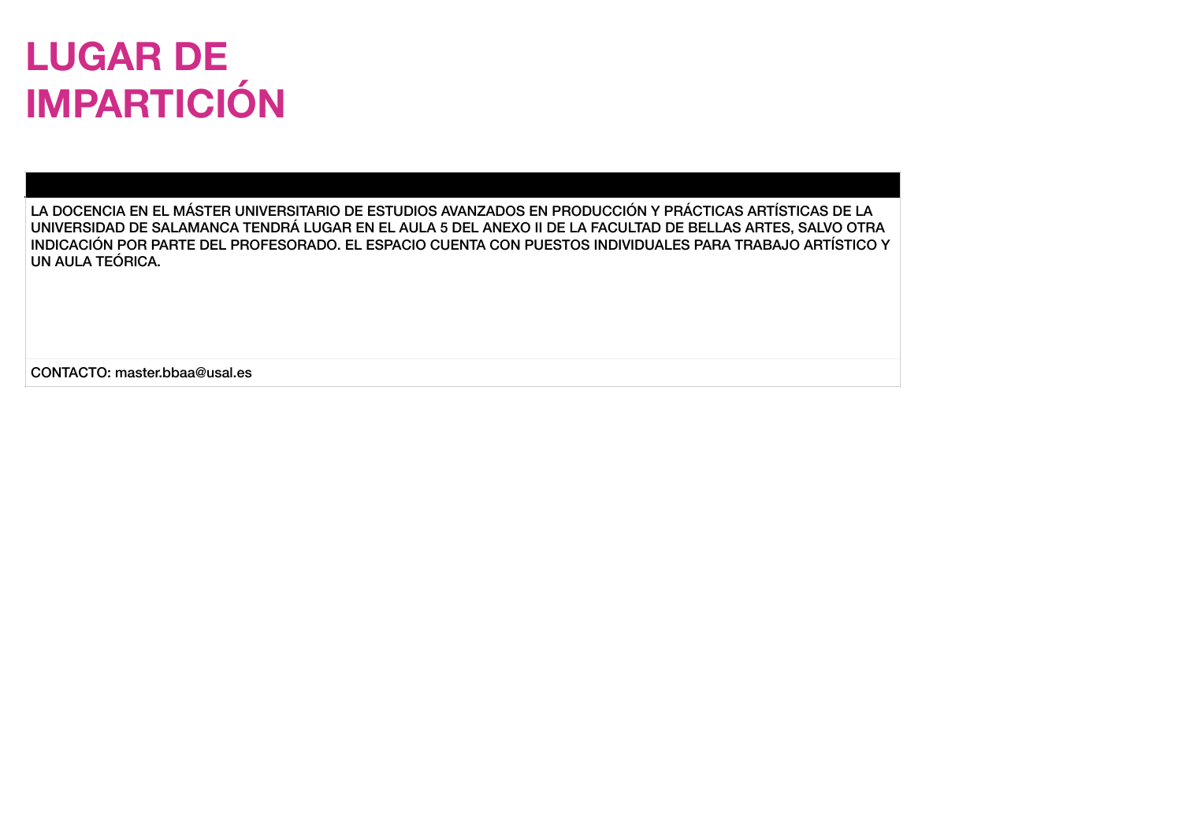# LUGAR DE IMPARTICIÓN

LA DOCENCIA EN EL MÁSTER UNIVERSITARIO DE ESTUDIOS AVANZADOS EN PRODUCCIÓN Y PRÁCTICAS ARTÍSTICAS DE LA UNIVERSIDAD DE SALAMANCA TENDRÁ LUGAR EN EL AULA 5 DEL ANEXO II DE LA FACULTAD DE BELLAS ARTES, SALVO OTRA INDICACIÓN POR PARTE DEL PROFESORADO. EL ESPACIO CUENTA CON PUESTOS INDIVIDUALES PARA TRABAJO ARTÍSTICO Y UN AULA TEÓRICA.

CONTACTO: master.bbaa@usal.es